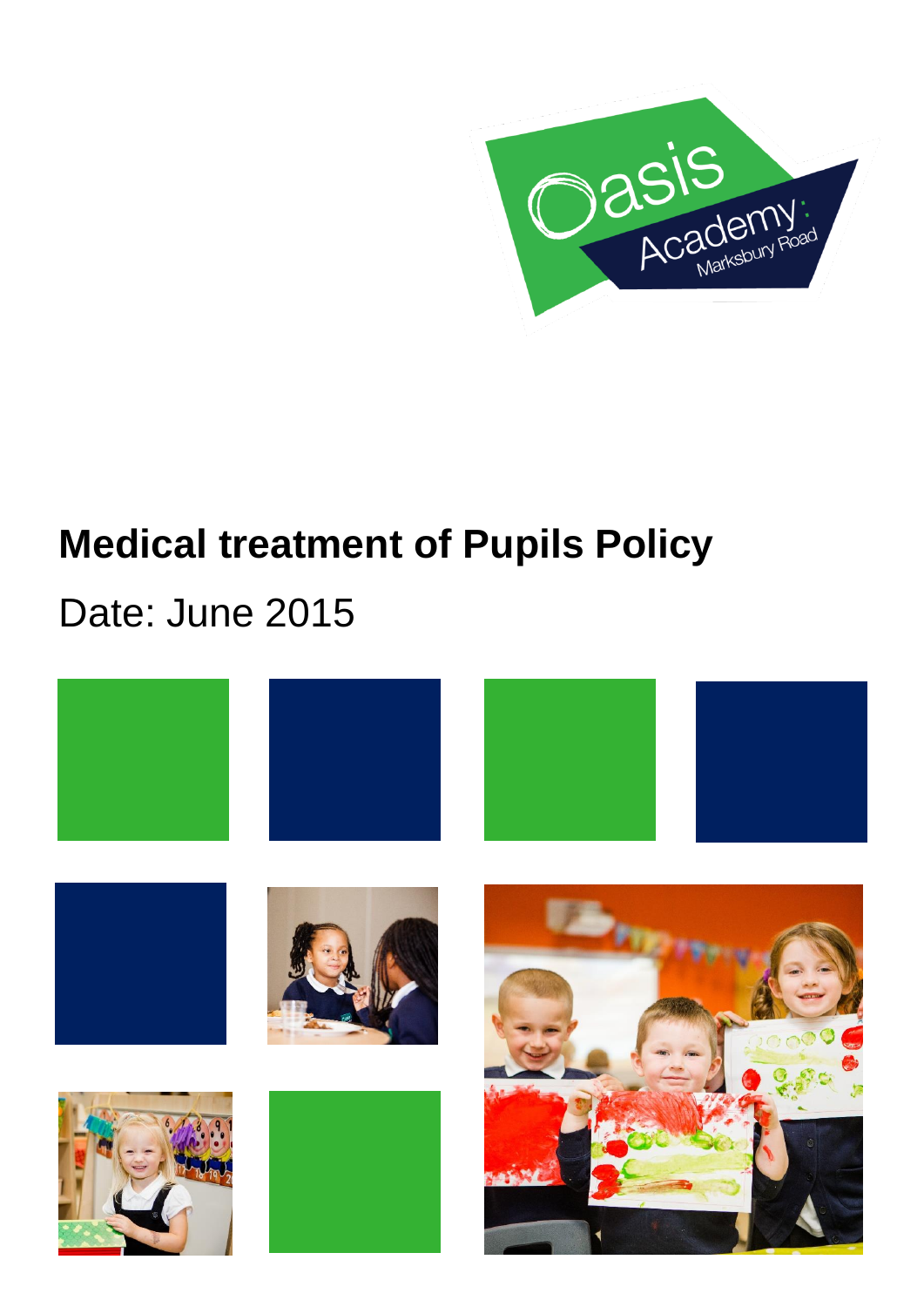# Medical treatment of Pupils Policy

Date: June 2015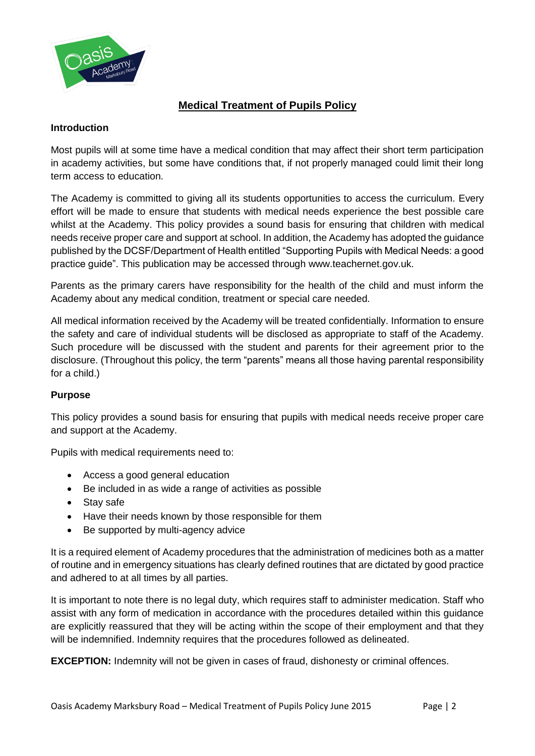# Medical Treatment of Pupils Policy

## Introduction

Most pupils will at some time have a medical condition that may affect their short term participation in academy activities, but some have conditions that, if not properly managed could limit their long term access to education.

The Academy is committed to giving all its students opportunities to access the curriculum. Every effort will be made to ensure that students with medical needs experience the best possible care whilst at the Academy. This policy provides a sound basis for ensuring that children with medical needs receive proper care and support at school. In addition, the Academy has adopted the guidance published by the DCSF/Department of Health entitled "Supporting Pupils with Medical Needs: a good practice guide". This publication may be accessed through www.teachernet.gov.uk.

Parents as the primary carers have responsibility for the health of the child and must inform the Academy about any medical condition, treatment or special care needed.

All medical information received by the Academy will be treated confidentially. Information to ensure the safety and care of individual students will be disclosed as appropriate to staff of the Academy. Such procedure will be discussed with the student and parents for their agreement prior to the disclosure. (Throughout this policy, the term "parents" means all those having parental responsibility for a child.)

## Purpose

This policy provides a sound basis for ensuring that pupils with medical needs receive proper care and support at the Academy.

Pupils with medical requirements need to:

- Access a good general education
- Be included in as wide a range of activities as possible
- Stay safe
- Have their needs known by those responsible for them
- Be supported by multi-agency advice

It is a required element of Academy procedures that the administration of medicines both as a matter of routine and in emergency situations has clearly defined routines that are dictated by good practice and adhered to at all times by all parties.

It is important to note there is no legal duty, which requires staff to administer medication. Staff who assist with any form of medication in accordance with the procedures detailed within this guidance are explicitly reassured that they will be acting within the scope of their employment and that they will be indemnified. Indemnity requires that the procedures followed as delineated.

**EXCEPTION:** Indemnity will not be given in cases of fraud, dishonesty or criminal offences.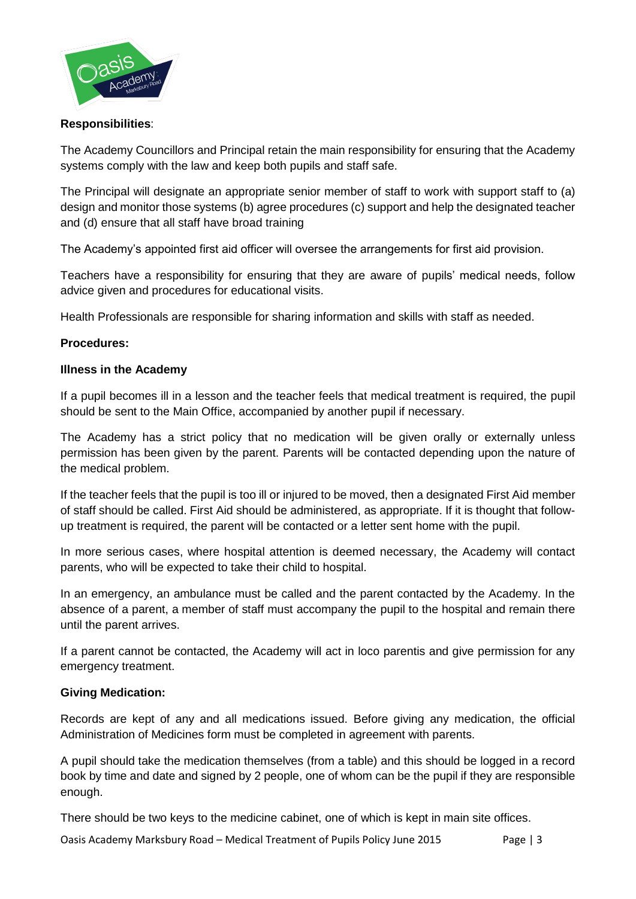**Responsibilities**:

The Academy Councillors and Principal retain the main responsibility for ensuring that the Academy systems comply with the law and keep both pupils and staff safe.

The Principal will designate an appropriate senior member of staff to work with support staff to (a) design and monitor those systems (b) agree procedures (c) support and help the designated teacher and (d) ensure that all staff have broad training

The Academy's appointed first aid officer will oversee the arrangements for first aid provision.

Teachers have a responsibility for ensuring that they are aware of pupils' medical needs, follow advice given and procedures for educational visits.

Health Professionals are responsible for sharing information and skills with staff as needed.

**Procedures:**

**Illness in the Academy**

If a pupil becomes ill in a lesson and the teacher feels that medical treatment is required, the pupil should be sent to the Main Office, accompanied by another pupil if necessary.

The Academy has a strict policy that no medication will be given orally or externally unless permission has been given by the parent. Parents will be contacted depending upon the nature of the medical problem.

If the teacher feels that the pupil is too ill or injured to be moved, then a designated First Aid member of staff should be called. First Aid should be administered, as appropriate. If it is thought that follow-up treatment is required, the parent will be contacted or a letter sent home with the pupil.

In more serious cases, where hospital attention is deemed necessary, the Academy will contact parents, who will be expected to take their child to hospital.

In an emergency, an ambulance must be called and the parent contacted by the Academy. In the absence of a parent, a member of staff must accompany the pupil to the hospital and remain there until the parent arrives.

If a parent cannot be contacted, the Academy will act in loco parentis and give permission for any emergency treatment.

**Giving Medication:**

Records are kept of any and all medications issued. Before giving any medication, the official Administration of Medicines form must be completed in agreement with parents.

A pupil should take the medication themselves (from a table) and this should be logged in a record book by time and date and signed by 2 people, one of whom can be the pupil if they are responsible enough.

There should be two keys to the medicine cabinet, one of which is kept in main site offices.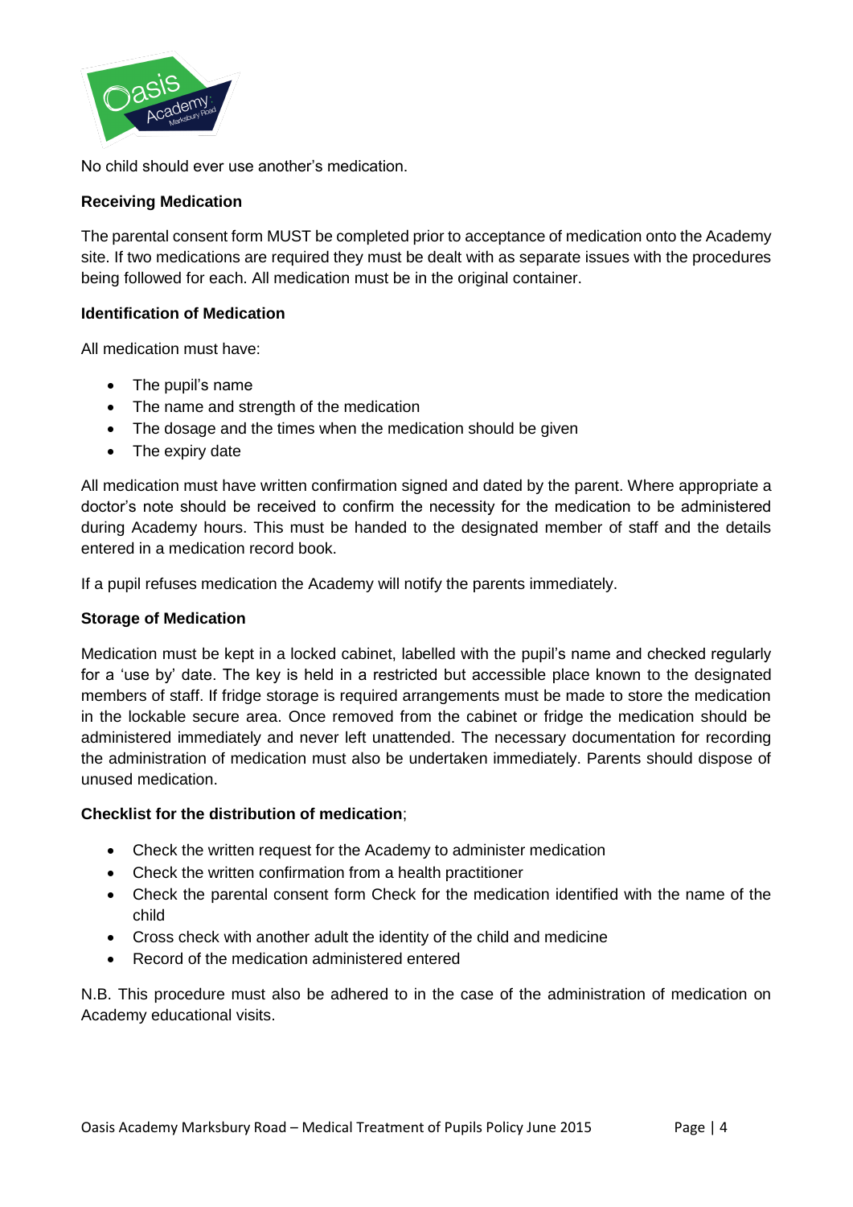No child should ever use another's medication.

**Receiving Medication**

The parental consent form MUST be completed prior to acceptance of medication onto the Academy site. If two medications are required they must be dealt with as separate issues with the procedures being followed for each. All medication must be in the original container.

**Identification of Medication**

All medication must have:

- The pupil's name
- The name and strength of the medication
- The dosage and the times when the medication should be given
- The expiry date

All medication must have written confirmation signed and dated by the parent. Where appropriate a doctor's note should be received to confirm the necessity for the medication to be administered during Academy hours. This must be handed to the designated member of staff and the details entered in a medication record book.

If a pupil refuses medication the Academy will notify the parents immediately.

**Storage of Medication**

Medication must be kept in a locked cabinet, labelled with the pupil's name and checked regularly for a 'use by' date. The key is held in a restricted but accessible place known to the designated members of staff. If fridge storage is required arrangements must be made to store the medication in the lockable secure area. Once removed from the cabinet or fridge the medication should be administered immediately and never left unattended. The necessary documentation for recording the administration of medication must also be undertaken immediately. Parents should dispose of unused medication.

**Checklist for the distribution of medication**;

- Check the written request for the Academy to administer medication
- Check the written confirmation from a health practitioner
- Check the parental consent form Check for the medication identified with the name of the child
- Cross check with another adult the identity of the child and medicine
- Record of the medication administered entered

N.B. This procedure must also be adhered to in the case of the administration of medication on Academy educational visits.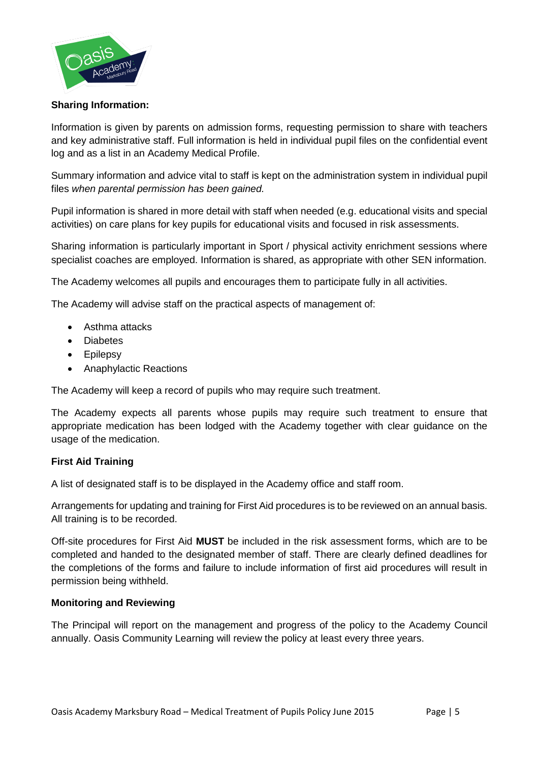**Sharing Information:**

Information is given by parents on admission forms, requesting permission to share with teachers and key administrative staff. Full information is held in individual pupil files on the confidential event log and as a list in an Academy Medical Profile.

Summary information and advice vital to staff is kept on the administration system in individual pupil files *when parental permission has been gained.*

Pupil information is shared in more detail with staff when needed (e.g. educational visits and special activities) on care plans for key pupils for educational visits and focused in risk assessments.

Sharing information is particularly important in Sport / physical activity enrichment sessions where specialist coaches are employed. Information is shared, as appropriate with other SEN information.

The Academy welcomes all pupils and encourages them to participate fully in all activities.

The Academy will advise staff on the practical aspects of management of:

- Asthma attacks
- Diabetes
- Epilepsy
- Anaphylactic Reactions

The Academy will keep a record of pupils who may require such treatment.

The Academy expects all parents whose pupils may require such treatment to ensure that appropriate medication has been lodged with the Academy together with clear guidance on the usage of the medication.

**First Aid Training**

A list of designated staff is to be displayed in the Academy office and staff room.

Arrangements for updating and training for First Aid procedures is to be reviewed on an annual basis. All training is to be recorded.

Off-site procedures for First Aid **MUST** be included in the risk assessment forms, which are to be completed and handed to the designated member of staff. There are clearly defined deadlines for the completions of the forms and failure to include information of first aid procedures will result in permission being withheld.

**Monitoring and Reviewing**

The Principal will report on the management and progress of the policy to the Academy Council annually. Oasis Community Learning will review the policy at least every three years.